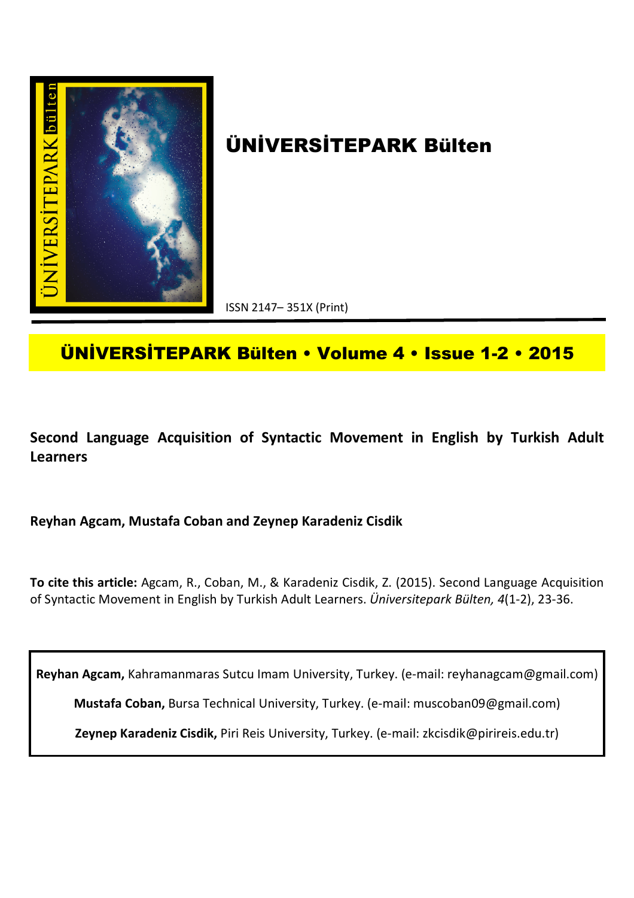# ÜNİVERSİTEPARK Bülten

ISSN 2147– 351X (Print)

**ÜNİVERSİTEPARK Bülten • Volume 4 • Issue 1-2 • 2015**

## Second Language Acquisition of Syntactic Movement in English by Turkish Adult Learners

**Reyhan Agcam, Mustafa Coban and Zeynep Karadeniz Cisdik**

**To cite this article:** Agcam, R., Coban, M., & Karadeniz Cisdik, Z. (2015). Second Language Acquisition of Syntactic Movement in English by Turkish Adult Learners. *Üniversitepark Bülten, 4*(1-2), 23-36.

**Reyhan Agcam,** Kahramanmaras Sutcu Imam University, Turkey. (e-mail: reyhanagcam@gmail.com)

**Mustafa Coban,** Bursa Technical University, Turkey. (e-mail: muscoban09@gmail.com)

**Zeynep Karadeniz Cisdik,** Piri Reis University, Turkey. (e-mail: zkcisdik@pirireis.edu.tr)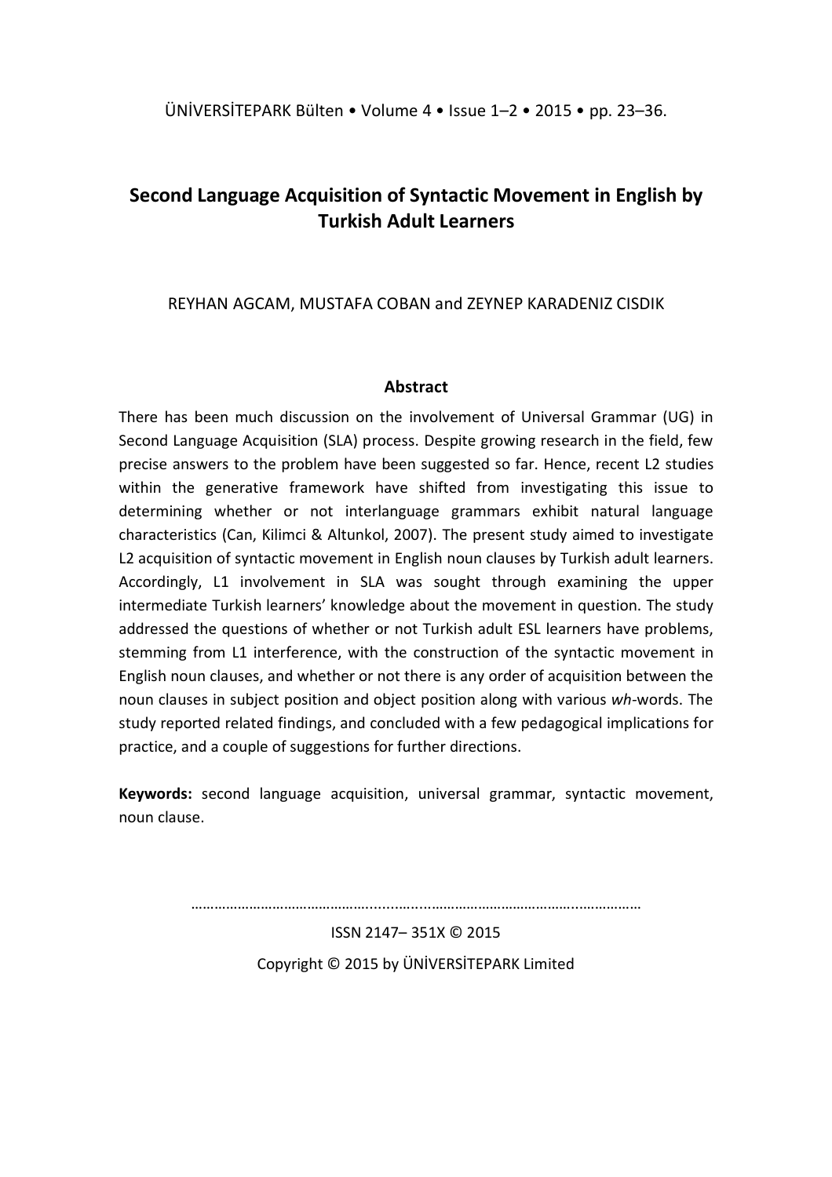# Second Language Acquisition of Syntactic Movement in English by Turkish Adult Learners

REYHAN AGCAM, MUSTAFA COBAN and ZEYNEP KARADENIZ CISDIK

## Abstract

There has been much discussion on the involvement of Universal Grammar (UG) in Second Language Acquisition (SLA) process. Despite growing research in the field, few precise answers to the problem have been suggested so far. Hence, recent L2 studies within the generative framework have shifted from investigating this issue to determining whether or not interlanguage grammars exhibit natural language characteristics (Can, Kilimci & Altunkol, 2007). The present study aimed to investigate L2 acquisition of syntactic movement in English noun clauses by Turkish adult learners. Accordingly, L1 involvement in SLA was sought through examining the upper intermediate Turkish learners' knowledge about the movement in question. The study addressed the questions of whether or not Turkish adult ESL learners have problems, stemming from L1 interference, with the construction of the syntactic movement in English noun clauses, and whether or not there is any order of acquisition between the noun clauses in subject position and object position along with various *wh*-words. The study reported related findings, and concluded with a few pedagogical implications for practice, and a couple of suggestions for further directions.

**Keywords:** second language acquisition, universal grammar, syntactic movement, noun clause.

………………………………………………………………………………………………

ISSN 2147– 351X © 2015

Copyright © 2015 by ÜNİVERSİTEPARK Limited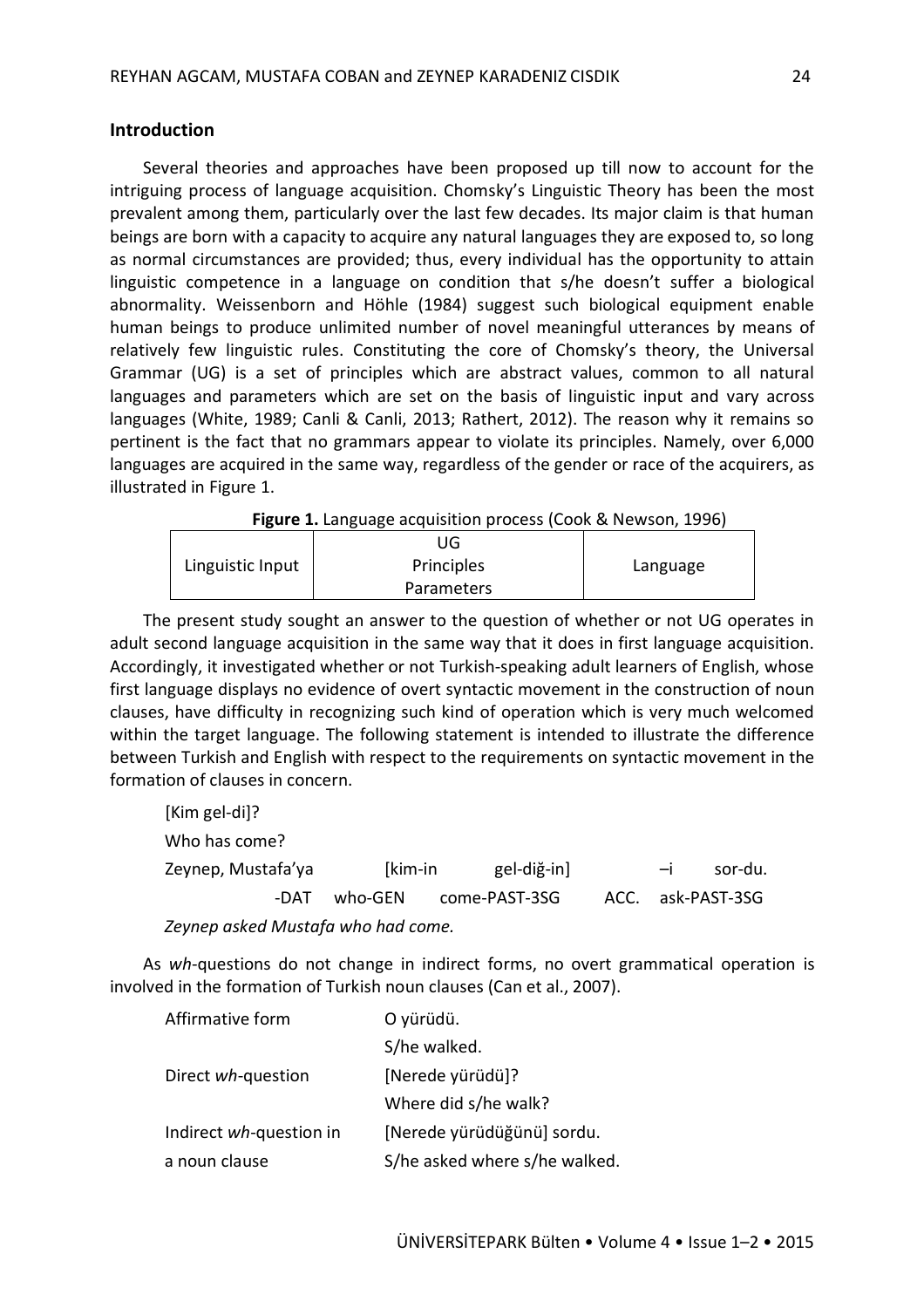## Introduction

Several theories and approaches have been proposed up till now to account for the intriguing process of language acquisition. Chomsky's Linguistic Theory has been the most prevalent among them, particularly over the last few decades. Its major claim is that human beings are born with a capacity to acquire any natural languages they are exposed to, so long as normal circumstances are provided; thus, every individual has the opportunity to attain linguistic competence in a language on condition that s/he doesn't suffer a biological abnormality. Weissenborn and Höhle (1984) suggest such biological equipment enable human beings to produce unlimited number of novel meaningful utterances by means of relatively few linguistic rules. Constituting the core of Chomsky's theory, the Universal Grammar (UG) is a set of principles which are abstract values, common to all natural languages and parameters which are set on the basis of linguistic input and vary across languages (White, 1989; Canli & Canli, 2013; Rathert, 2012). The reason why it remains so pertinent is the fact that no grammars appear to violate its principles. Namely, over 6,000 languages are acquired in the same way, regardless of the gender or race of the acquirers, as illustrated in Figure 1.

**Figure 1.** Language acquisition process (Cook & Newson, 1996)

| Linguistic Input | UG<br>Principles<br>Parameters | Language |
|---|---|---|

The present study sought an answer to the question of whether or not UG operates in adult second language acquisition in the same way that it does in first language acquisition. Accordingly, it investigated whether or not Turkish-speaking adult learners of English, whose first language displays no evidence of overt syntactic movement in the construction of noun clauses, have difficulty in recognizing such kind of operation which is very much welcomed within the target language. The following statement is intended to illustrate the difference between Turkish and English with respect to the requirements on syntactic movement in the formation of clauses in concern.

[Kim gel-di]?

Who has come?

| Zeynep, Mustafa'ya | [kim-in | gel-diğ-in] | –i | sor-du. |
|---|---|---|---|---|
| -DAT | who-GEN | come-PAST-3SG | ACC. | ask-PAST-3SG |

*Zeynep asked Mustafa who had come.*

As *wh*-questions do not change in indirect forms, no overt grammatical operation is involved in the formation of Turkish noun clauses (Can et al., 2007).

| | |
|---|---|
| Affirmative form | O yürüdü.<br>S/he walked. |
| Direct *wh*-question | [Nerede yürüdü]?<br>Where did s/he walk? |
| Indirect *wh*-question in a noun clause | [Nerede yürüdüğünü] sordu.<br>S/he asked where s/he walked. |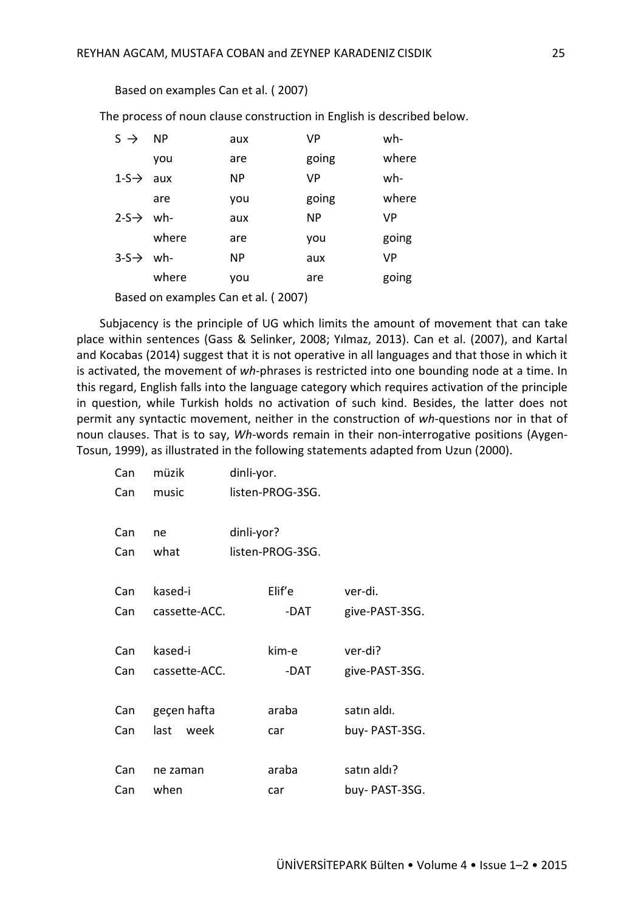Based on examples Can et al. ( 2007)

The process of noun clause construction in English is described below.

| | | | | |
|---|---|---|---|---|
| S → | NP | aux | VP | wh- |
| | you | are | going | where |
| 1-S→ | aux | NP | VP | wh- |
| | are | you | going | where |
| 2-S→ | wh- | aux | NP | VP |
| | where | are | you | going |
| 3-S→ | wh- | NP | aux | VP |
| | where | you | are | going |

Based on examples Can et al. ( 2007)

Subjacency is the principle of UG which limits the amount of movement that can take place within sentences (Gass & Selinker, 2008; Yılmaz, 2013). Can et al. (2007), and Kartal and Kocabas (2014) suggest that it is not operative in all languages and that those in which it is activated, the movement of *wh*-phrases is restricted into one bounding node at a time. In this regard, English falls into the language category which requires activation of the principle in question, while Turkish holds no activation of such kind. Besides, the latter does not permit any syntactic movement, neither in the construction of *wh*-questions nor in that of noun clauses. That is to say, *Wh*-words remain in their non-interrogative positions (Aygen-Tosun, 1999), as illustrated in the following statements adapted from Uzun (2000).

| | | | |
|---|---|---|---|
| Can | müzik | dinli-yor. | |
| Can | music | listen-PROG-3SG. | |
| | | | |
| Can | ne | dinli-yor? | |
| Can | what | listen-PROG-3SG. | |
| | | | |
| Can | kased-i | Elif'e | ver-di. |
| Can | cassette-ACC. | -DAT | give-PAST-3SG. |
| | | | |
| Can | kased-i | kim-e | ver-di? |
| Can | cassette-ACC. | -DAT | give-PAST-3SG. |
| | | | |
| Can | geçen hafta | araba | satın aldı. |
| Can | last week | car | buy- PAST-3SG. |
| | | | |
| Can | ne zaman | araba | satın aldı? |
| Can | when | car | buy- PAST-3SG. |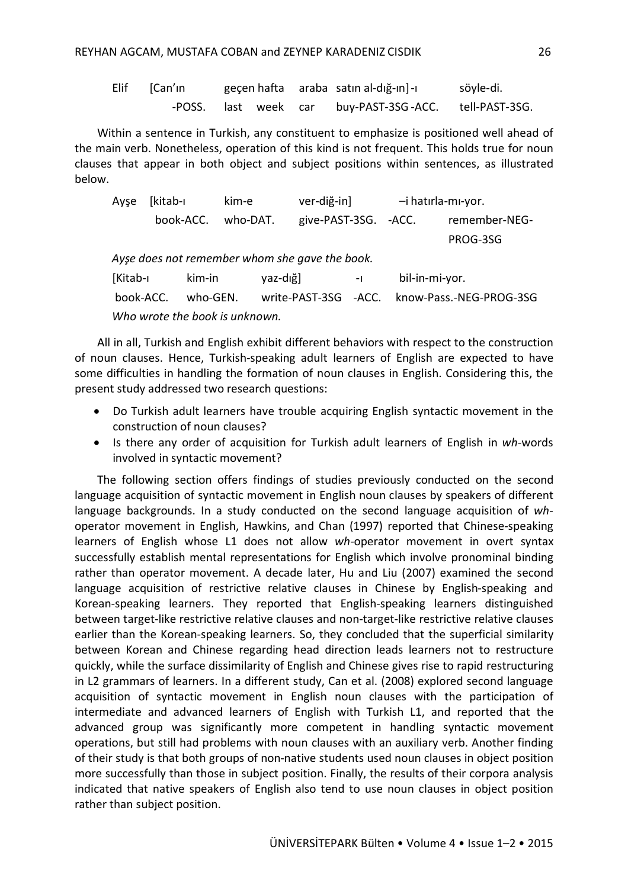| Elif | [Can'ın | geçen hafta | araba | satın al-dığ-ın]-ı | söyle-di. |
|---|---|---|---|---|---|
| | -POSS. | last week | car | buy-PAST-3SG -ACC. | tell-PAST-3SG. |

Within a sentence in Turkish, any constituent to emphasize is positioned well ahead of the main verb. Nonetheless, operation of this kind is not frequent. This holds true for noun clauses that appear in both object and subject positions within sentences, as illustrated below.

| Ayşe | [kitab-ı | kim-e | ver-diğ-in] | –i | hatırla-mı-yor. |
|---|---|---|---|---|---|
| | book-ACC. | who-DAT. | give-PAST-3SG. | -ACC. | remember-NEG-PROG-3SG |

*Ayşe does not remember whom she gave the book.*

| [Kitab-ı | kim-in | yaz-dığ] | -ı | bil-in-mi-yor. |
|---|---|---|---|---|
| book-ACC. | who-GEN. | write-PAST-3SG | -ACC. | know-Pass.-NEG-PROG-3SG |

*Who wrote the book is unknown.*

All in all, Turkish and English exhibit different behaviors with respect to the construction of noun clauses. Hence, Turkish-speaking adult learners of English are expected to have some difficulties in handling the formation of noun clauses in English. Considering this, the present study addressed two research questions:

- Do Turkish adult learners have trouble acquiring English syntactic movement in the construction of noun clauses?
- Is there any order of acquisition for Turkish adult learners of English in *wh*-words involved in syntactic movement?

The following section offers findings of studies previously conducted on the second language acquisition of syntactic movement in English noun clauses by speakers of different language backgrounds. In a study conducted on the second language acquisition of *wh*-operator movement in English, Hawkins, and Chan (1997) reported that Chinese-speaking learners of English whose L1 does not allow *wh*-operator movement in overt syntax successfully establish mental representations for English which involve pronominal binding rather than operator movement. A decade later, Hu and Liu (2007) examined the second language acquisition of restrictive relative clauses in Chinese by English-speaking and Korean-speaking learners. They reported that English-speaking learners distinguished between target-like restrictive relative clauses and non-target-like restrictive relative clauses earlier than the Korean-speaking learners. So, they concluded that the superficial similarity between Korean and Chinese regarding head direction leads learners not to restructure quickly, while the surface dissimilarity of English and Chinese gives rise to rapid restructuring in L2 grammars of learners. In a different study, Can et al. (2008) explored second language acquisition of syntactic movement in English noun clauses with the participation of intermediate and advanced learners of English with Turkish L1, and reported that the advanced group was significantly more competent in handling syntactic movement operations, but still had problems with noun clauses with an auxiliary verb. Another finding of their study is that both groups of non-native students used noun clauses in object position more successfully than those in subject position. Finally, the results of their corpora analysis indicated that native speakers of English also tend to use noun clauses in object position rather than subject position.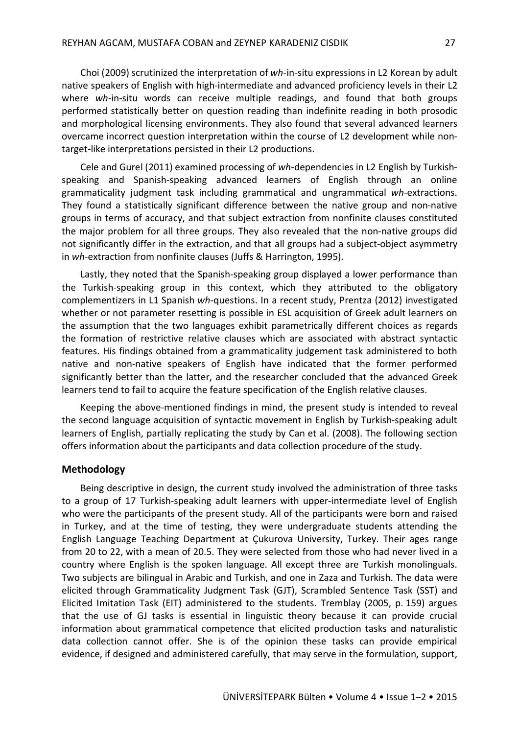Choi (2009) scrutinized the interpretation of *wh*-in-situ expressions in L2 Korean by adult native speakers of English with high-intermediate and advanced proficiency levels in their L2 where *wh*-in-situ words can receive multiple readings, and found that both groups performed statistically better on question reading than indefinite reading in both prosodic and morphological licensing environments. They also found that several advanced learners overcame incorrect question interpretation within the course of L2 development while non-target-like interpretations persisted in their L2 productions.

Cele and Gurel (2011) examined processing of *wh*-dependencies in L2 English by Turkish-speaking and Spanish-speaking advanced learners of English through an online grammaticality judgment task including grammatical and ungrammatical *wh*-extractions. They found a statistically significant difference between the native group and non-native groups in terms of accuracy, and that subject extraction from nonfinite clauses constituted the major problem for all three groups. They also revealed that the non-native groups did not significantly differ in the extraction, and that all groups had a subject-object asymmetry in *wh*-extraction from nonfinite clauses (Juffs & Harrington, 1995).

Lastly, they noted that the Spanish-speaking group displayed a lower performance than the Turkish-speaking group in this context, which they attributed to the obligatory complementizers in L1 Spanish *wh*-questions. In a recent study, Prentza (2012) investigated whether or not parameter resetting is possible in ESL acquisition of Greek adult learners on the assumption that the two languages exhibit parametrically different choices as regards the formation of restrictive relative clauses which are associated with abstract syntactic features. His findings obtained from a grammaticality judgement task administered to both native and non-native speakers of English have indicated that the former performed significantly better than the latter, and the researcher concluded that the advanced Greek learners tend to fail to acquire the feature specification of the English relative clauses.

Keeping the above-mentioned findings in mind, the present study is intended to reveal the second language acquisition of syntactic movement in English by Turkish-speaking adult learners of English, partially replicating the study by Can et al. (2008). The following section offers information about the participants and data collection procedure of the study.

## Methodology

Being descriptive in design, the current study involved the administration of three tasks to a group of 17 Turkish-speaking adult learners with upper-intermediate level of English who were the participants of the present study. All of the participants were born and raised in Turkey, and at the time of testing, they were undergraduate students attending the English Language Teaching Department at Çukurova University, Turkey. Their ages range from 20 to 22, with a mean of 20.5. They were selected from those who had never lived in a country where English is the spoken language. All except three are Turkish monolinguals. Two subjects are bilingual in Arabic and Turkish, and one in Zaza and Turkish. The data were elicited through Grammaticality Judgment Task (GJT), Scrambled Sentence Task (SST) and Elicited Imitation Task (EIT) administered to the students. Tremblay (2005, p. 159) argues that the use of GJ tasks is essential in linguistic theory because it can provide crucial information about grammatical competence that elicited production tasks and naturalistic data collection cannot offer. She is of the opinion these tasks can provide empirical evidence, if designed and administered carefully, that may serve in the formulation, support,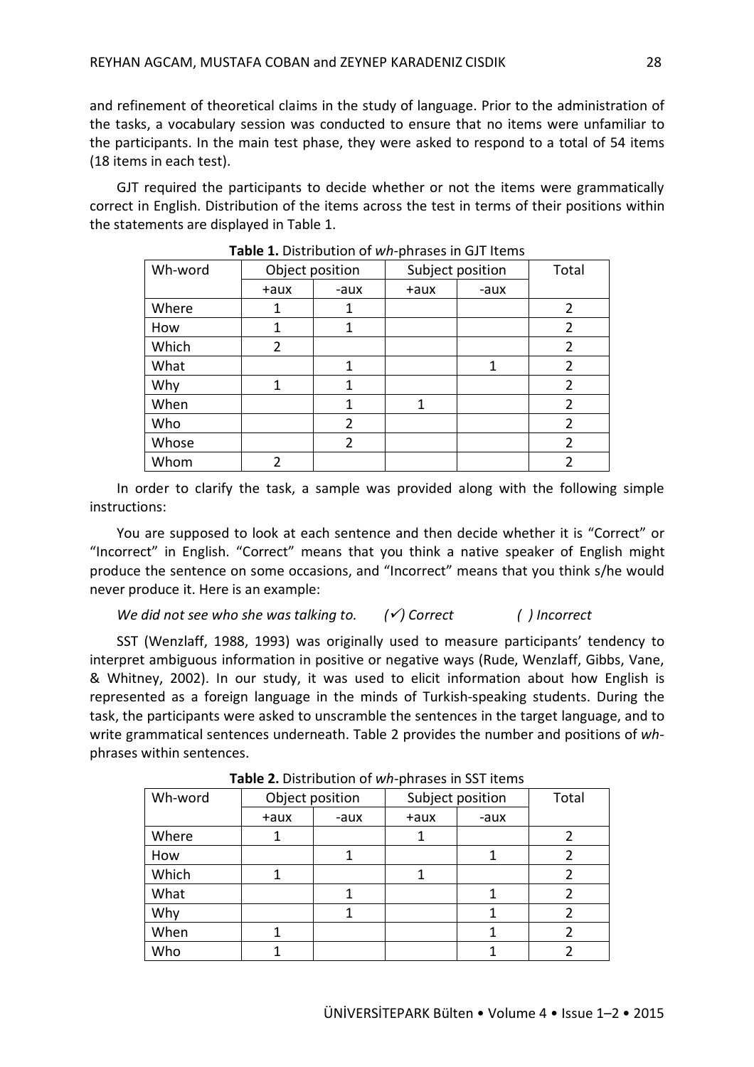and refinement of theoretical claims in the study of language. Prior to the administration of the tasks, a vocabulary session was conducted to ensure that no items were unfamiliar to the participants. In the main test phase, they were asked to respond to a total of 54 items (18 items in each test).

GJT required the participants to decide whether or not the items were grammatically correct in English. Distribution of the items across the test in terms of their positions within the statements are displayed in Table 1.

**Table 1.** Distribution of *wh*-phrases in GJT Items

| Wh-word | Object position | | Subject position | | Total |
|---|---|---|---|---|---|
| | +aux | -aux | +aux | -aux | |
| Where | 1 | 1 | | | 2 |
| How | 1 | 1 | | | 2 |
| Which | 2 | | | | 2 |
| What | | 1 | | 1 | 2 |
| Why | 1 | 1 | | | 2 |
| When | | 1 | 1 | | 2 |
| Who | | 2 | | | 2 |
| Whose | | 2 | | | 2 |
| Whom | 2 | | | | 2 |

In order to clarify the task, a sample was provided along with the following simple instructions:

You are supposed to look at each sentence and then decide whether it is "Correct" or "Incorrect" in English. "Correct" means that you think a native speaker of English might produce the sentence on some occasions, and "Incorrect" means that you think s/he would never produce it. Here is an example:

*We did not see who she was talking to.* (✓) *Correct* ( ) *Incorrect*

SST (Wenzlaff, 1988, 1993) was originally used to measure participants' tendency to interpret ambiguous information in positive or negative ways (Rude, Wenzlaff, Gibbs, Vane, & Whitney, 2002). In our study, it was used to elicit information about how English is represented as a foreign language in the minds of Turkish-speaking students. During the task, the participants were asked to unscramble the sentences in the target language, and to write grammatical sentences underneath. Table 2 provides the number and positions of *wh*-phrases within sentences.

**Table 2.** Distribution of *wh*-phrases in SST items

| Wh-word | Object position | | Subject position | | Total |
|---|---|---|---|---|---|
| | +aux | -aux | +aux | -aux | |
| Where | 1 | | 1 | | 2 |
| How | | 1 | | 1 | 2 |
| Which | 1 | | 1 | | 2 |
| What | | 1 | | 1 | 2 |
| Why | | 1 | | 1 | 2 |
| When | 1 | | | 1 | 2 |
| Who | 1 | | | 1 | 2 |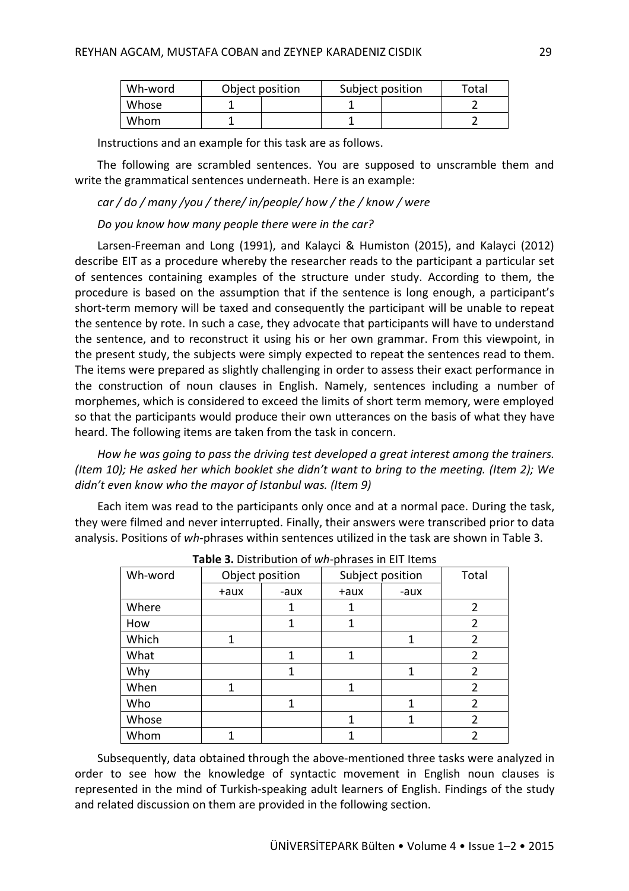| Wh-word | Object position | | Subject position | | Total |
|---|---|---|---|---|---|
| Whose | 1 | | 1 | | 2 |
| Whom | 1 | | 1 | | 2 |

Instructions and an example for this task are as follows.

The following are scrambled sentences. You are supposed to unscramble them and write the grammatical sentences underneath. Here is an example:

*car / do / many /you / there/ in/people/ how / the / know / were*

*Do you know how many people there were in the car?*

Larsen-Freeman and Long (1991), and Kalayci & Humiston (2015), and Kalayci (2012) describe EIT as a procedure whereby the researcher reads to the participant a particular set of sentences containing examples of the structure under study. According to them, the procedure is based on the assumption that if the sentence is long enough, a participant's short-term memory will be taxed and consequently the participant will be unable to repeat the sentence by rote. In such a case, they advocate that participants will have to understand the sentence, and to reconstruct it using his or her own grammar. From this viewpoint, in the present study, the subjects were simply expected to repeat the sentences read to them. The items were prepared as slightly challenging in order to assess their exact performance in the construction of noun clauses in English. Namely, sentences including a number of morphemes, which is considered to exceed the limits of short term memory, were employed so that the participants would produce their own utterances on the basis of what they have heard. The following items are taken from the task in concern.

*How he was going to pass the driving test developed a great interest among the trainers. (Item 10); He asked her which booklet she didn't want to bring to the meeting. (Item 2); We didn't even know who the mayor of Istanbul was. (Item 9)*

Each item was read to the participants only once and at a normal pace. During the task, they were filmed and never interrupted. Finally, their answers were transcribed prior to data analysis. Positions of *wh*-phrases within sentences utilized in the task are shown in Table 3.

**Table 3.** Distribution of *wh*-phrases in EIT Items

| Wh-word | Object position | | Subject position | | Total |
|---|---|---|---|---|---|
| | +aux | -aux | +aux | -aux | |
| Where | | 1 | 1 | | 2 |
| How | | 1 | 1 | | 2 |
| Which | 1 | | | 1 | 2 |
| What | | 1 | 1 | | 2 |
| Why | | 1 | | 1 | 2 |
| When | 1 | | 1 | | 2 |
| Who | | 1 | | 1 | 2 |
| Whose | | | 1 | 1 | 2 |
| Whom | 1 | | 1 | | 2 |

Subsequently, data obtained through the above-mentioned three tasks were analyzed in order to see how the knowledge of syntactic movement in English noun clauses is represented in the mind of Turkish-speaking adult learners of English. Findings of the study and related discussion on them are provided in the following section.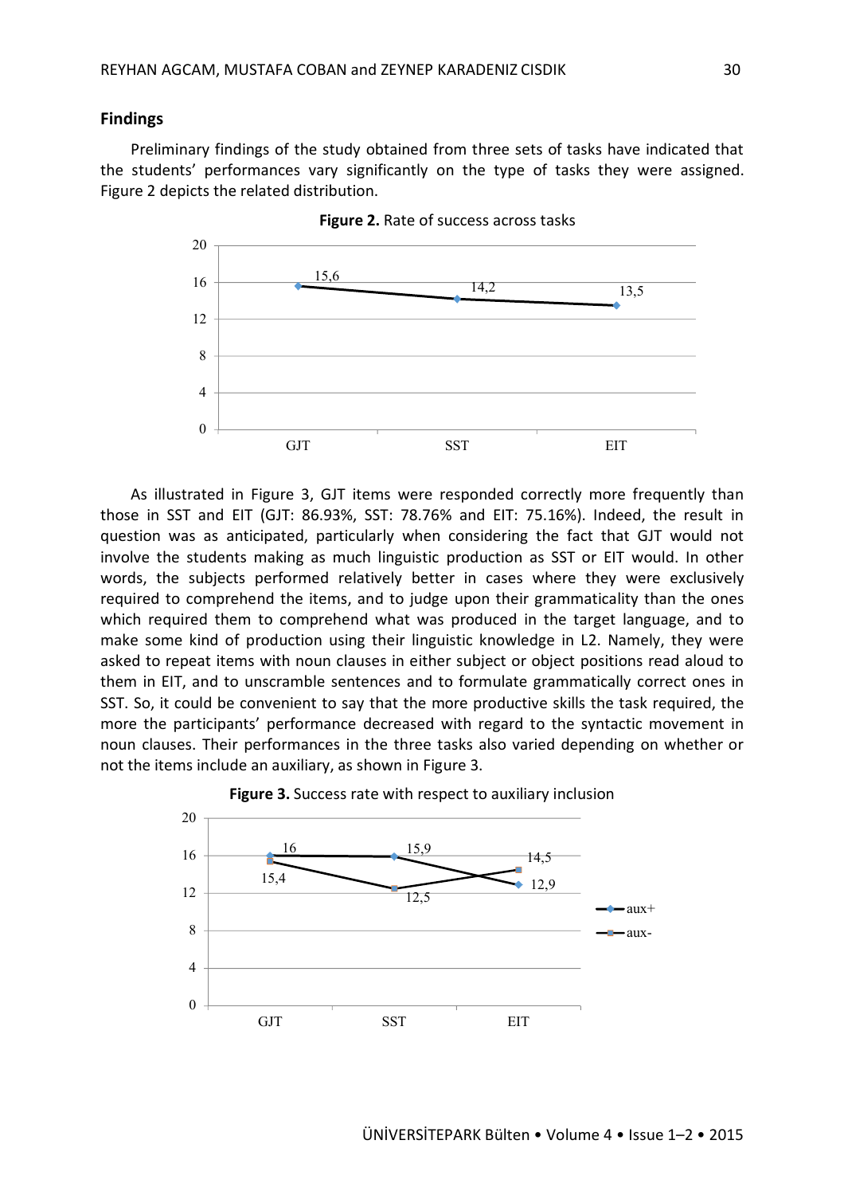## Findings

Preliminary findings of the study obtained from three sets of tasks have indicated that the students' performances vary significantly on the type of tasks they were assigned. Figure 2 depicts the related distribution.

**Figure 2.** Rate of success across tasks

As illustrated in Figure 3, GJT items were responded correctly more frequently than those in SST and EIT (GJT: 86.93%, SST: 78.76% and EIT: 75.16%). Indeed, the result in question was as anticipated, particularly when considering the fact that GJT would not involve the students making as much linguistic production as SST or EIT would. In other words, the subjects performed relatively better in cases where they were exclusively required to comprehend the items, and to judge upon their grammaticality than the ones which required them to comprehend what was produced in the target language, and to make some kind of production using their linguistic knowledge in L2. Namely, they were asked to repeat items with noun clauses in either subject or object positions read aloud to them in EIT, and to unscramble sentences and to formulate grammatically correct ones in SST. So, it could be convenient to say that the more productive skills the task required, the more the participants' performance decreased with regard to the syntactic movement in noun clauses. Their performances in the three tasks also varied depending on whether or not the items include an auxiliary, as shown in Figure 3.

**Figure 3.** Success rate with respect to auxiliary inclusion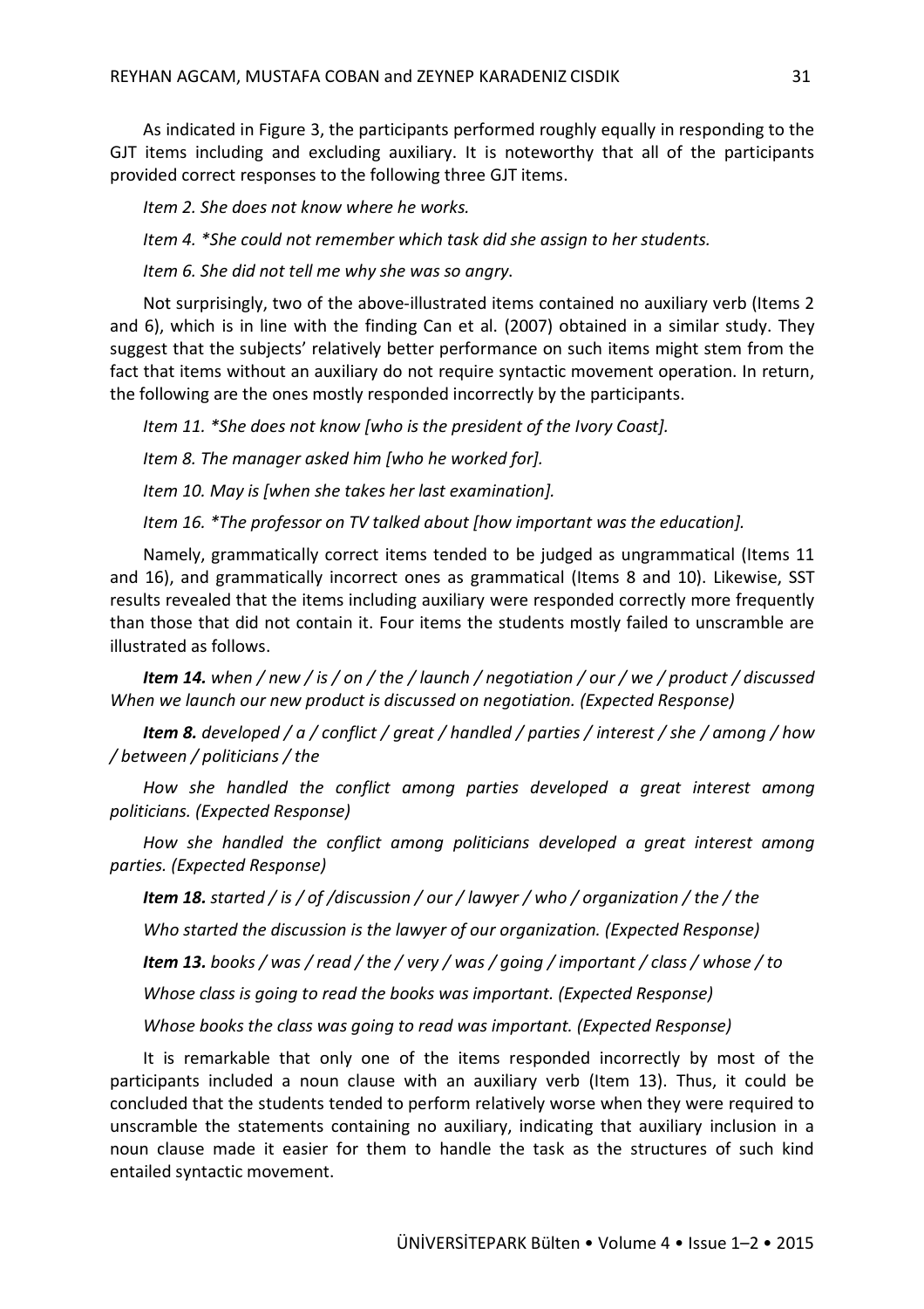As indicated in Figure 3, the participants performed roughly equally in responding to the GJT items including and excluding auxiliary. It is noteworthy that all of the participants provided correct responses to the following three GJT items.

*Item 2. She does not know where he works.*

*Item 4. *She could not remember which task did she assign to her students.*

*Item 6. She did not tell me why she was so angry.*

Not surprisingly, two of the above-illustrated items contained no auxiliary verb (Items 2 and 6), which is in line with the finding Can et al. (2007) obtained in a similar study. They suggest that the subjects' relatively better performance on such items might stem from the fact that items without an auxiliary do not require syntactic movement operation. In return, the following are the ones mostly responded incorrectly by the participants.

*Item 11. *She does not know [who is the president of the Ivory Coast].*

*Item 8. The manager asked him [who he worked for].*

*Item 10. May is [when she takes her last examination].*

*Item 16. *The professor on TV talked about [how important was the education].*

Namely, grammatically correct items tended to be judged as ungrammatical (Items 11 and 16), and grammatically incorrect ones as grammatical (Items 8 and 10). Likewise, SST results revealed that the items including auxiliary were responded correctly more frequently than those that did not contain it. Four items the students mostly failed to unscramble are illustrated as follows.

***Item 14.** when / new / is / on / the / launch / negotiation / our / we / product / discussed*
*When we launch our new product is discussed on negotiation. (Expected Response)*

***Item 8.** developed / a / conflict / great / handled / parties / interest / she / among / how / between / politicians / the*

*How she handled the conflict among parties developed a great interest among politicians. (Expected Response)*

*How she handled the conflict among politicians developed a great interest among parties. (Expected Response)*

***Item 18.** started / is / of /discussion / our / lawyer / who / organization / the / the*

*Who started the discussion is the lawyer of our organization. (Expected Response)*

***Item 13.** books / was / read / the / very / was / going / important / class / whose / to*

*Whose class is going to read the books was important. (Expected Response)*

*Whose books the class was going to read was important. (Expected Response)*

It is remarkable that only one of the items responded incorrectly by most of the participants included a noun clause with an auxiliary verb (Item 13). Thus, it could be concluded that the students tended to perform relatively worse when they were required to unscramble the statements containing no auxiliary, indicating that auxiliary inclusion in a noun clause made it easier for them to handle the task as the structures of such kind entailed syntactic movement.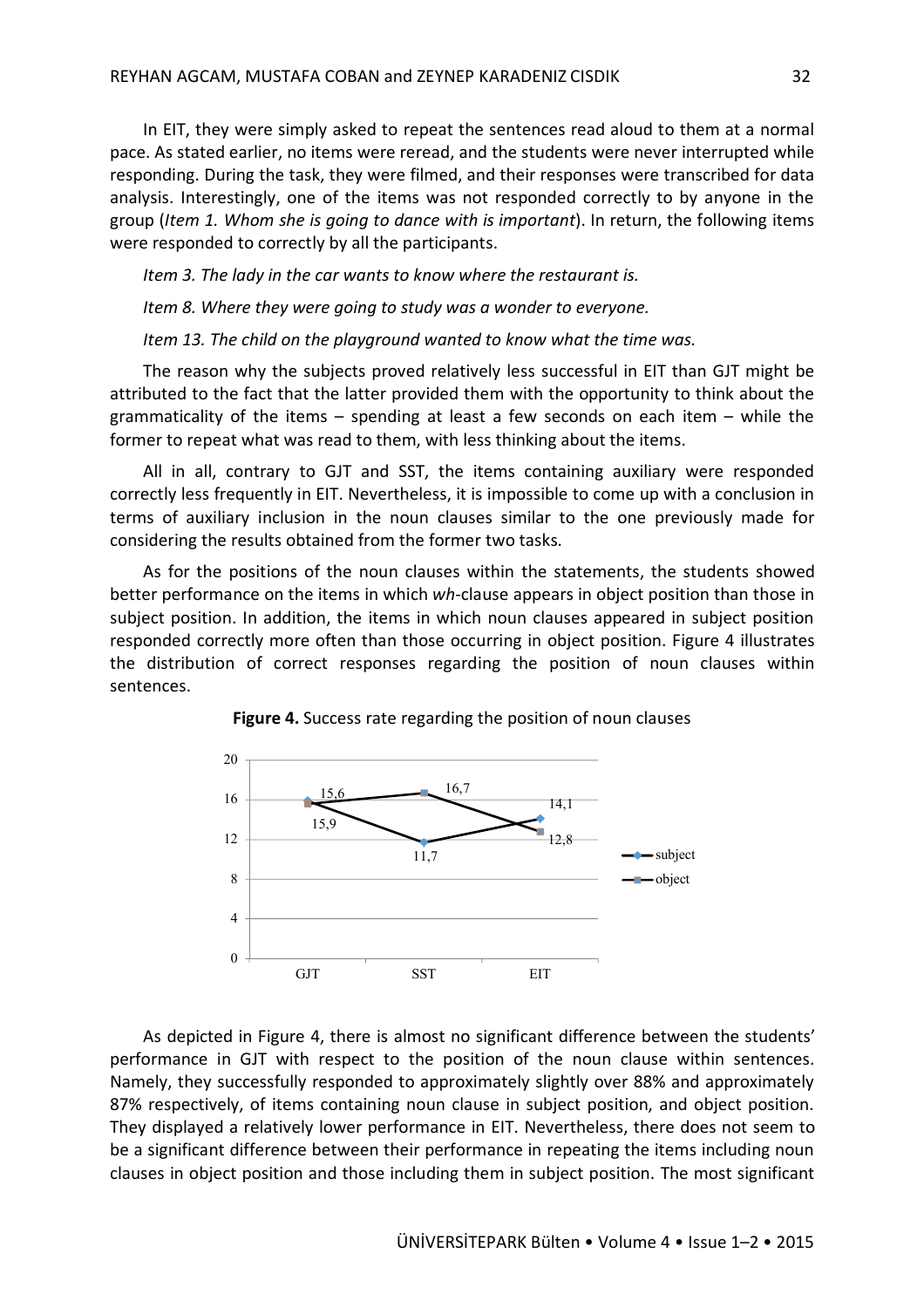In EIT, they were simply asked to repeat the sentences read aloud to them at a normal pace. As stated earlier, no items were reread, and the students were never interrupted while responding. During the task, they were filmed, and their responses were transcribed for data analysis. Interestingly, one of the items was not responded correctly to by anyone in the group (*Item 1. Whom she is going to dance with is important*). In return, the following items were responded to correctly by all the participants.

*Item 3. The lady in the car wants to know where the restaurant is.*

*Item 8. Where they were going to study was a wonder to everyone.*

*Item 13. The child on the playground wanted to know what the time was.*

The reason why the subjects proved relatively less successful in EIT than GJT might be attributed to the fact that the latter provided them with the opportunity to think about the grammaticality of the items – spending at least a few seconds on each item – while the former to repeat what was read to them, with less thinking about the items.

All in all, contrary to GJT and SST, the items containing auxiliary were responded correctly less frequently in EIT. Nevertheless, it is impossible to come up with a conclusion in terms of auxiliary inclusion in the noun clauses similar to the one previously made for considering the results obtained from the former two tasks.

As for the positions of the noun clauses within the statements, the students showed better performance on the items in which *wh*-clause appears in object position than those in subject position. In addition, the items in which noun clauses appeared in subject position responded correctly more often than those occurring in object position. Figure 4 illustrates the distribution of correct responses regarding the position of noun clauses within sentences.

**Figure 4.** Success rate regarding the position of noun clauses

| | GJT | SST | EIT |
|---|---|---|---|
| subject | 15,9 | 11,7 | 14,1 |
| object | 15,6 | 16,7 | 12,8 |

As depicted in Figure 4, there is almost no significant difference between the students' performance in GJT with respect to the position of the noun clause within sentences. Namely, they successfully responded to approximately slightly over 88% and approximately 87% respectively, of items containing noun clause in subject position, and object position. They displayed a relatively lower performance in EIT. Nevertheless, there does not seem to be a significant difference between their performance in repeating the items including noun clauses in object position and those including them in subject position. The most significant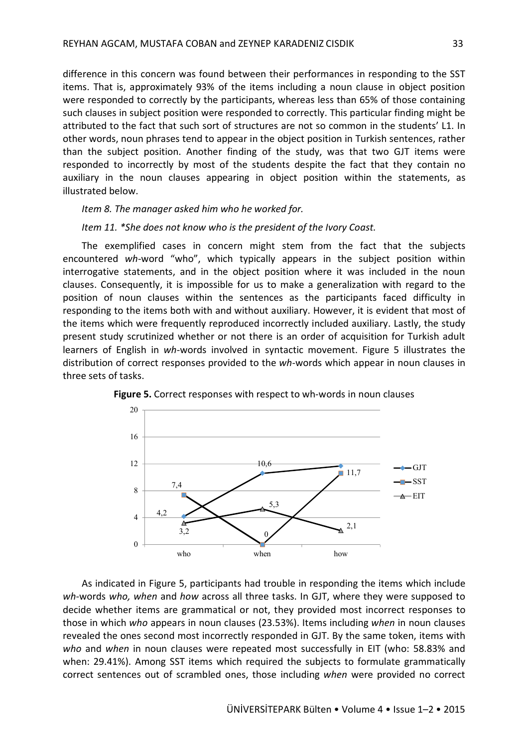difference in this concern was found between their performances in responding to the SST items. That is, approximately 93% of the items including a noun clause in object position were responded to correctly by the participants, whereas less than 65% of those containing such clauses in subject position were responded to correctly. This particular finding might be attributed to the fact that such sort of structures are not so common in the students' L1. In other words, noun phrases tend to appear in the object position in Turkish sentences, rather than the subject position. Another finding of the study, was that two GJT items were responded to incorrectly by most of the students despite the fact that they contain no auxiliary in the noun clauses appearing in object position within the statements, as illustrated below.

*Item 8. The manager asked him who he worked for.*

*Item 11. *She does not know who is the president of the Ivory Coast.*

The exemplified cases in concern might stem from the fact that the subjects encountered *wh*-word "who", which typically appears in the subject position within interrogative statements, and in the object position where it was included in the noun clauses. Consequently, it is impossible for us to make a generalization with regard to the position of noun clauses within the sentences as the participants faced difficulty in responding to the items both with and without auxiliary. However, it is evident that most of the items which were frequently reproduced incorrectly included auxiliary. Lastly, the study present study scrutinized whether or not there is an order of acquisition for Turkish adult learners of English in *wh*-words involved in syntactic movement. Figure 5 illustrates the distribution of correct responses provided to the *wh*-words which appear in noun clauses in three sets of tasks.

**Figure 5.** Correct responses with respect to wh-words in noun clauses

| | who | when | how |
|---|---|---|---|
| GJT | 4,2 | 10,6 | 11,7 |
| SST | 7,4 | 0 | 10,6 |
| EIT | 3,2 | 5,3 | 2,1 |

As indicated in Figure 5, participants had trouble in responding the items which include *wh*-words *who, when* and *how* across all three tasks. In GJT, where they were supposed to decide whether items are grammatical or not, they provided most incorrect responses to those in which *who* appears in noun clauses (23.53%). Items including *when* in noun clauses revealed the ones second most incorrectly responded in GJT. By the same token, items with *who* and *when* in noun clauses were repeated most successfully in EIT (who: 58.83% and when: 29.41%). Among SST items which required the subjects to formulate grammatically correct sentences out of scrambled ones, those including *when* were provided no correct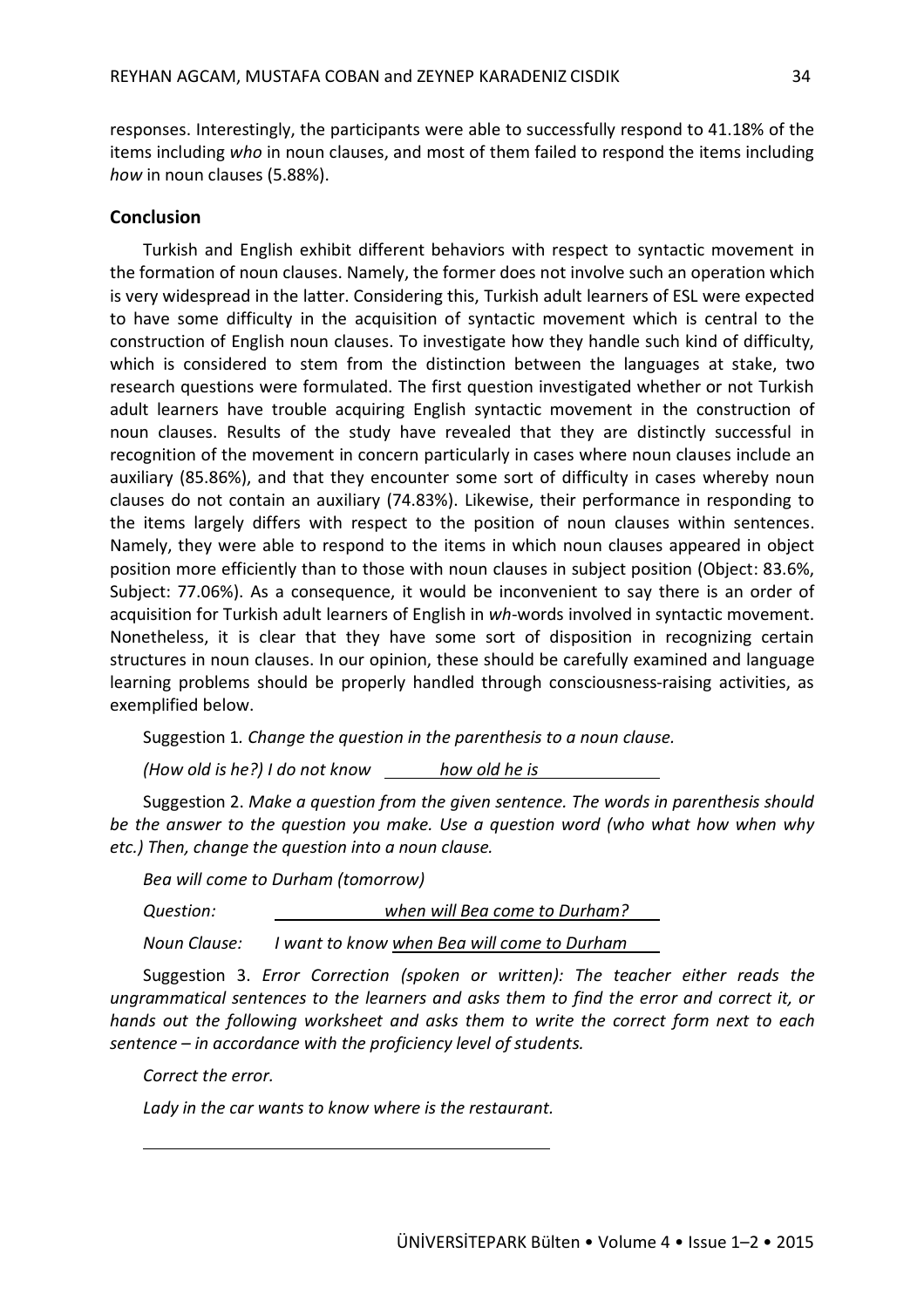responses. Interestingly, the participants were able to successfully respond to 41.18% of the items including *who* in noun clauses, and most of them failed to respond the items including *how* in noun clauses (5.88%).

## Conclusion

Turkish and English exhibit different behaviors with respect to syntactic movement in the formation of noun clauses. Namely, the former does not involve such an operation which is very widespread in the latter. Considering this, Turkish adult learners of ESL were expected to have some difficulty in the acquisition of syntactic movement which is central to the construction of English noun clauses. To investigate how they handle such kind of difficulty, which is considered to stem from the distinction between the languages at stake, two research questions were formulated. The first question investigated whether or not Turkish adult learners have trouble acquiring English syntactic movement in the construction of noun clauses. Results of the study have revealed that they are distinctly successful in recognition of the movement in concern particularly in cases where noun clauses include an auxiliary (85.86%), and that they encounter some sort of difficulty in cases whereby noun clauses do not contain an auxiliary (74.83%). Likewise, their performance in responding to the items largely differs with respect to the position of noun clauses within sentences. Namely, they were able to respond to the items in which noun clauses appeared in object position more efficiently than to those with noun clauses in subject position (Object: 83.6%, Subject: 77.06%). As a consequence, it would be inconvenient to say there is an order of acquisition for Turkish adult learners of English in *wh*-words involved in syntactic movement. Nonetheless, it is clear that they have some sort of disposition in recognizing certain structures in noun clauses. In our opinion, these should be carefully examined and language learning problems should be properly handled through consciousness-raising activities, as exemplified below.

Suggestion 1. *Change the question in the parenthesis to a noun clause.*

*(How old is he?) I do not know* <u>*how old he is*</u>

Suggestion 2. *Make a question from the given sentence. The words in parenthesis should be the answer to the question you make. Use a question word (who what how when why etc.) Then, change the question into a noun clause.*

*Bea will come to Durham (tomorrow)*

*Question:* <u>*when will Bea come to Durham?*</u>

*Noun Clause: I want to know* <u>*when Bea will come to Durham*</u>

Suggestion 3. *Error Correction (spoken or written): The teacher either reads the ungrammatical sentences to the learners and asks them to find the error and correct it, or hands out the following worksheet and asks them to write the correct form next to each sentence – in accordance with the proficiency level of students.*

*Correct the error.*

*Lady in the car wants to know where is the restaurant.*

\_\_\_\_\_\_\_\_\_\_\_\_\_\_\_\_\_\_\_\_\_\_\_\_\_\_\_\_\_\_\_\_\_\_\_\_\_\_\_\_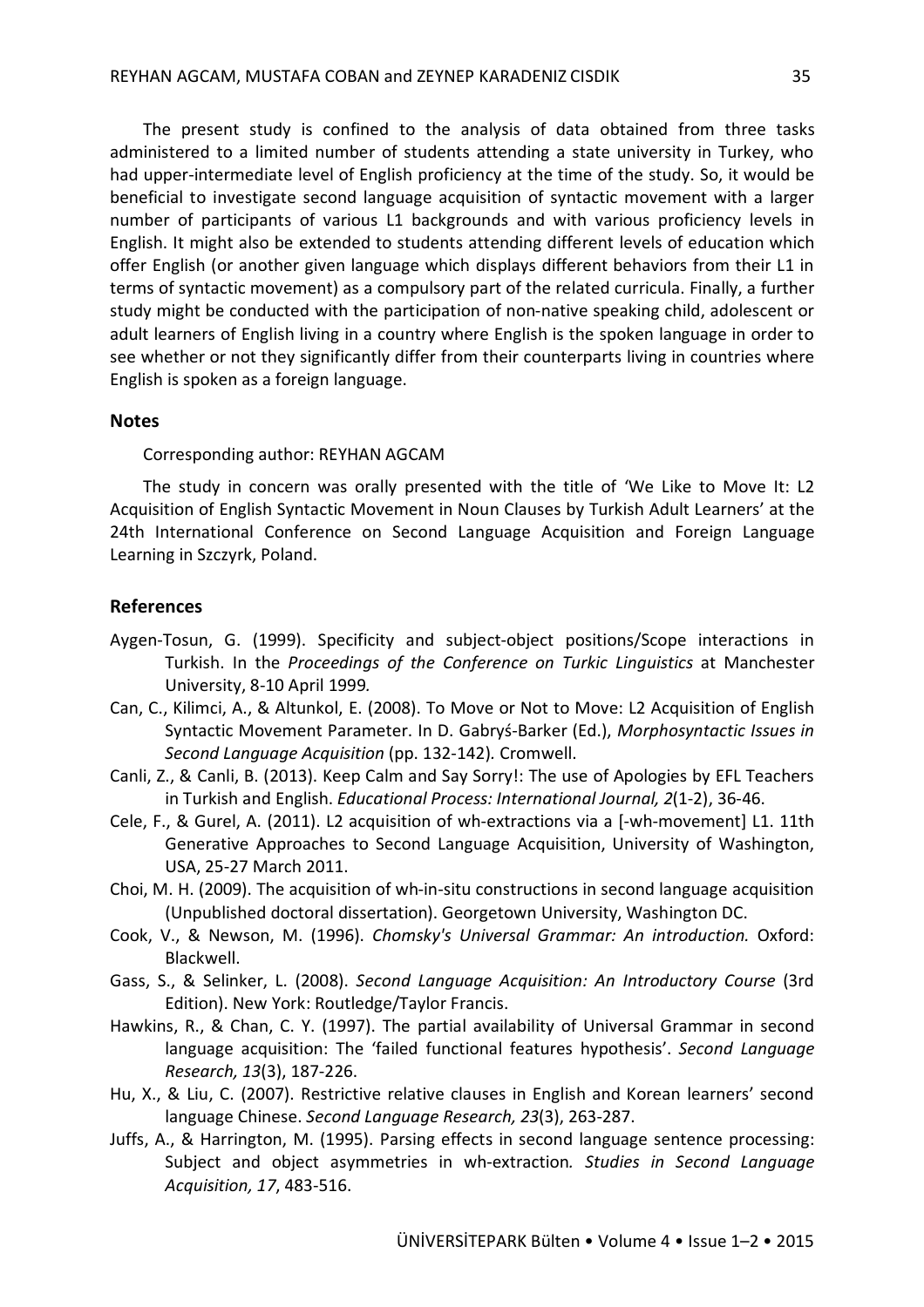The present study is confined to the analysis of data obtained from three tasks administered to a limited number of students attending a state university in Turkey, who had upper-intermediate level of English proficiency at the time of the study. So, it would be beneficial to investigate second language acquisition of syntactic movement with a larger number of participants of various L1 backgrounds and with various proficiency levels in English. It might also be extended to students attending different levels of education which offer English (or another given language which displays different behaviors from their L1 in terms of syntactic movement) as a compulsory part of the related curricula. Finally, a further study might be conducted with the participation of non-native speaking child, adolescent or adult learners of English living in a country where English is the spoken language in order to see whether or not they significantly differ from their counterparts living in countries where English is spoken as a foreign language.

## Notes

Corresponding author: REYHAN AGCAM

The study in concern was orally presented with the title of 'We Like to Move It: L2 Acquisition of English Syntactic Movement in Noun Clauses by Turkish Adult Learners' at the 24th International Conference on Second Language Acquisition and Foreign Language Learning in Szczyrk, Poland.

## References

Aygen-Tosun, G. (1999). Specificity and subject-object positions/Scope interactions in Turkish. In the *Proceedings of the Conference on Turkic Linguistics* at Manchester University, 8-10 April 1999*.*

Can, C., Kilimci, A., & Altunkol, E. (2008). To Move or Not to Move: L2 Acquisition of English Syntactic Movement Parameter. In D. Gabryś-Barker (Ed.), *Morphosyntactic Issues in Second Language Acquisition* (pp. 132-142)*.* Cromwell.

Canli, Z., & Canli, B. (2013). Keep Calm and Say Sorry!: The use of Apologies by EFL Teachers in Turkish and English. *Educational Process: International Journal, 2*(1-2), 36-46.

Cele, F., & Gurel, A. (2011). L2 acquisition of wh-extractions via a [-wh-movement] L1. 11th Generative Approaches to Second Language Acquisition, University of Washington, USA, 25-27 March 2011.

Choi, M. H. (2009). The acquisition of wh-in-situ constructions in second language acquisition (Unpublished doctoral dissertation). Georgetown University, Washington DC.

Cook, V., & Newson, M. (1996). *Chomsky's Universal Grammar: An introduction.* Oxford: Blackwell.

Gass, S., & Selinker, L. (2008). *Second Language Acquisition: An Introductory Course* (3rd Edition). New York: Routledge/Taylor Francis.

Hawkins, R., & Chan, C. Y. (1997). The partial availability of Universal Grammar in second language acquisition: The 'failed functional features hypothesis'. *Second Language Research, 13*(3), 187-226.

Hu, X., & Liu, C. (2007). Restrictive relative clauses in English and Korean learners' second language Chinese. *Second Language Research, 23*(3), 263-287.

Juffs, A., & Harrington, M. (1995). Parsing effects in second language sentence processing: Subject and object asymmetries in wh-extraction*. Studies in Second Language Acquisition, 17*, 483-516.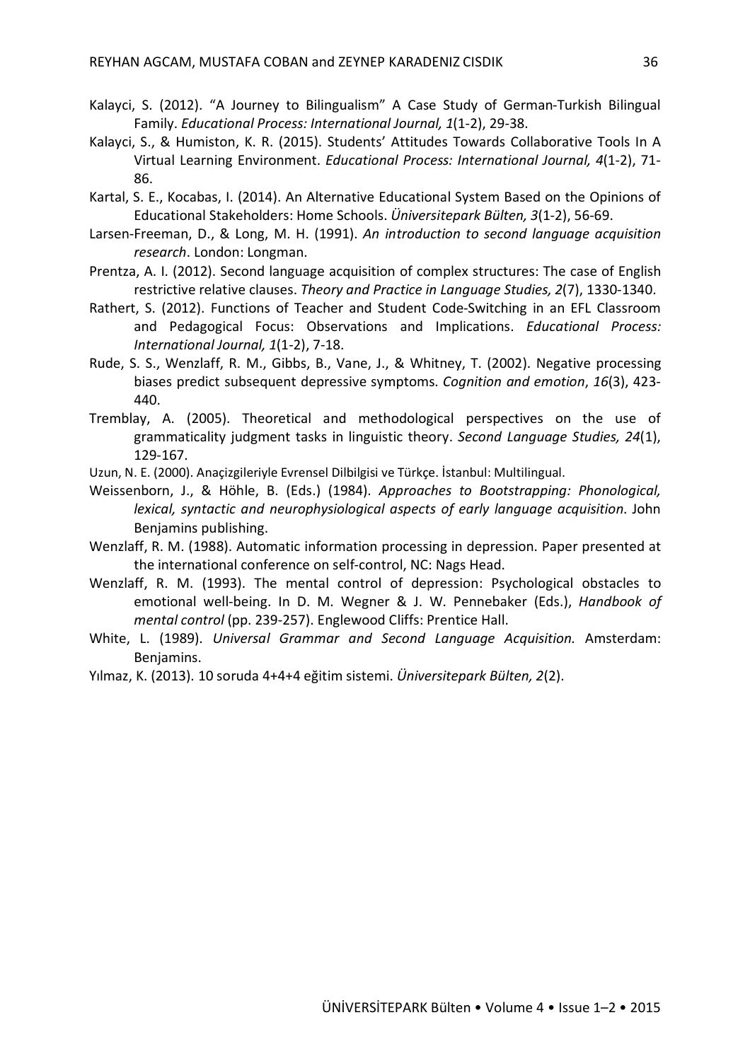Kalayci, S. (2012). “A Journey to Bilingualism” A Case Study of German-Turkish Bilingual Family. *Educational Process: International Journal, 1*(1-2), 29-38.

Kalayci, S., & Humiston, K. R. (2015). Students’ Attitudes Towards Collaborative Tools In A Virtual Learning Environment. *Educational Process: International Journal, 4*(1-2), 71-86.

Kartal, S. E., Kocabas, I. (2014). An Alternative Educational System Based on the Opinions of Educational Stakeholders: Home Schools. *Üniversitepark Bülten, 3*(1-2), 56-69.

Larsen-Freeman, D., & Long, M. H. (1991). *An introduction to second language acquisition research*. London: Longman.

Prentza, A. I. (2012). Second language acquisition of complex structures: The case of English restrictive relative clauses. *Theory and Practice in Language Studies, 2*(7), 1330-1340.

Rathert, S. (2012). Functions of Teacher and Student Code-Switching in an EFL Classroom and Pedagogical Focus: Observations and Implications. *Educational Process: International Journal, 1*(1-2), 7-18.

Rude, S. S., Wenzlaff, R. M., Gibbs, B., Vane, J., & Whitney, T. (2002). Negative processing biases predict subsequent depressive symptoms. *Cognition and emotion*, *16*(3), 423-440.

Tremblay, A. (2005). Theoretical and methodological perspectives on the use of grammaticality judgment tasks in linguistic theory. *Second Language Studies, 24*(1), 129-167.

Uzun, N. E. (2000). Anaçizgileriyle Evrensel Dilbilgisi ve Türkçe. İstanbul: Multilingual.

Weissenborn, J., & Höhle, B. (Eds.) (1984). *Approaches to Bootstrapping: Phonological, lexical, syntactic and neurophysiological aspects of early language acquisition*. John Benjamins publishing.

Wenzlaff, R. M. (1988). Automatic information processing in depression. Paper presented at the international conference on self-control, NC: Nags Head.

Wenzlaff, R. M. (1993). The mental control of depression: Psychological obstacles to emotional well-being. In D. M. Wegner & J. W. Pennebaker (Eds.), *Handbook of mental control* (pp. 239-257). Englewood Cliffs: Prentice Hall.

White, L. (1989). *Universal Grammar and Second Language Acquisition.* Amsterdam: Benjamins.

Yılmaz, K. (2013). 10 soruda 4+4+4 eğitim sistemi. *Üniversitepark Bülten, 2*(2).